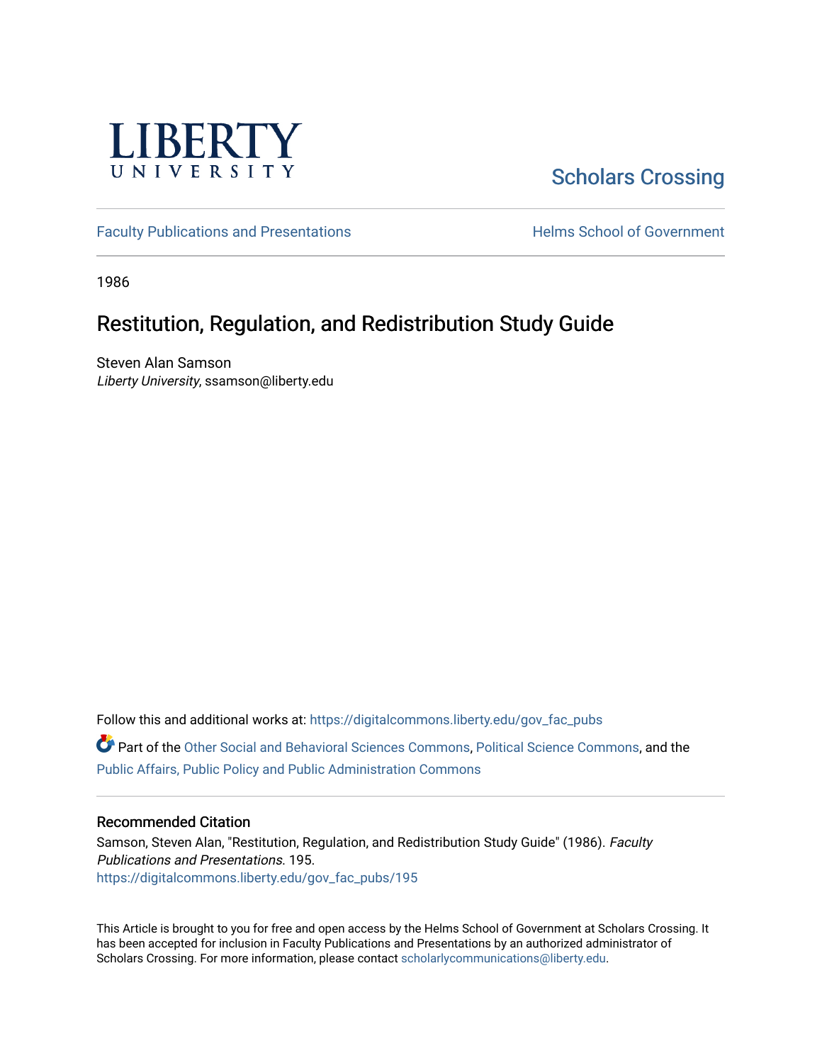LIBERTY UNIVERSITY

Scholars Crossing

Faculty Publications and Presentations

Helms School of Government

1986

# Restitution, Regulation, and Redistribution Study Guide

Steven Alan Samson
*Liberty University*, ssamson@liberty.edu

Follow this and additional works at: https://digitalcommons.liberty.edu/gov_fac_pubs

Part of the Other Social and Behavioral Sciences Commons, Political Science Commons, and the Public Affairs, Public Policy and Public Administration Commons

## Recommended Citation

Samson, Steven Alan, "Restitution, Regulation, and Redistribution Study Guide" (1986). *Faculty Publications and Presentations*. 195.
https://digitalcommons.liberty.edu/gov_fac_pubs/195

This Article is brought to you for free and open access by the Helms School of Government at Scholars Crossing. It has been accepted for inclusion in Faculty Publications and Presentations by an authorized administrator of Scholars Crossing. For more information, please contact scholarlycommunications@liberty.edu.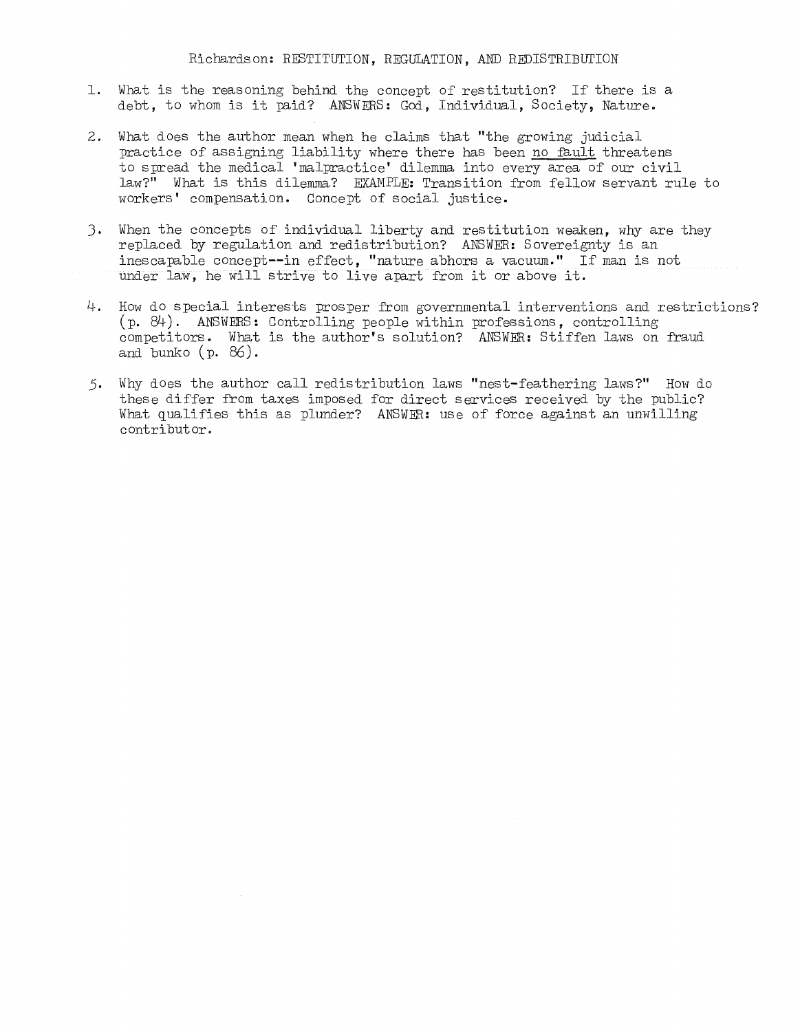Richardson: RESTITUTION, REGULATION, AND REDISTRIBUTION

1. What is the reasoning behind the concept of restitution? If there is a debt, to whom is it paid? ANSWERS: God, Individual, Society, Nature.

2. What does the author mean when he claims that "the growing judicial practice of assigning liability where there has been <u>no fault</u> threatens to spread the medical 'malpractice' dilemma into every area of our civil law?" What is this dilemma? EXAMPLE: Transition from fellow servant rule to workers' compensation. Concept of social justice.

3. When the concepts of individual liberty and restitution weaken, why are they replaced by regulation and redistribution? ANSWER: Sovereignty is an inescapable concept--in effect, "nature abhors a vacuum." If man is not under law, he will strive to live apart from it or above it.

4. How do special interests prosper from governmental interventions and restrictions? (p. 84). ANSWERS: Controlling people within professions, controlling competitors. What is the author's solution? ANSWER: Stiffen laws on fraud and bunko (p. 86).

5. Why does the author call redistribution laws "nest-feathering laws?" How do these differ from taxes imposed for direct services received by the public? What qualifies this as plunder? ANSWER: use of force against an unwilling contributor.